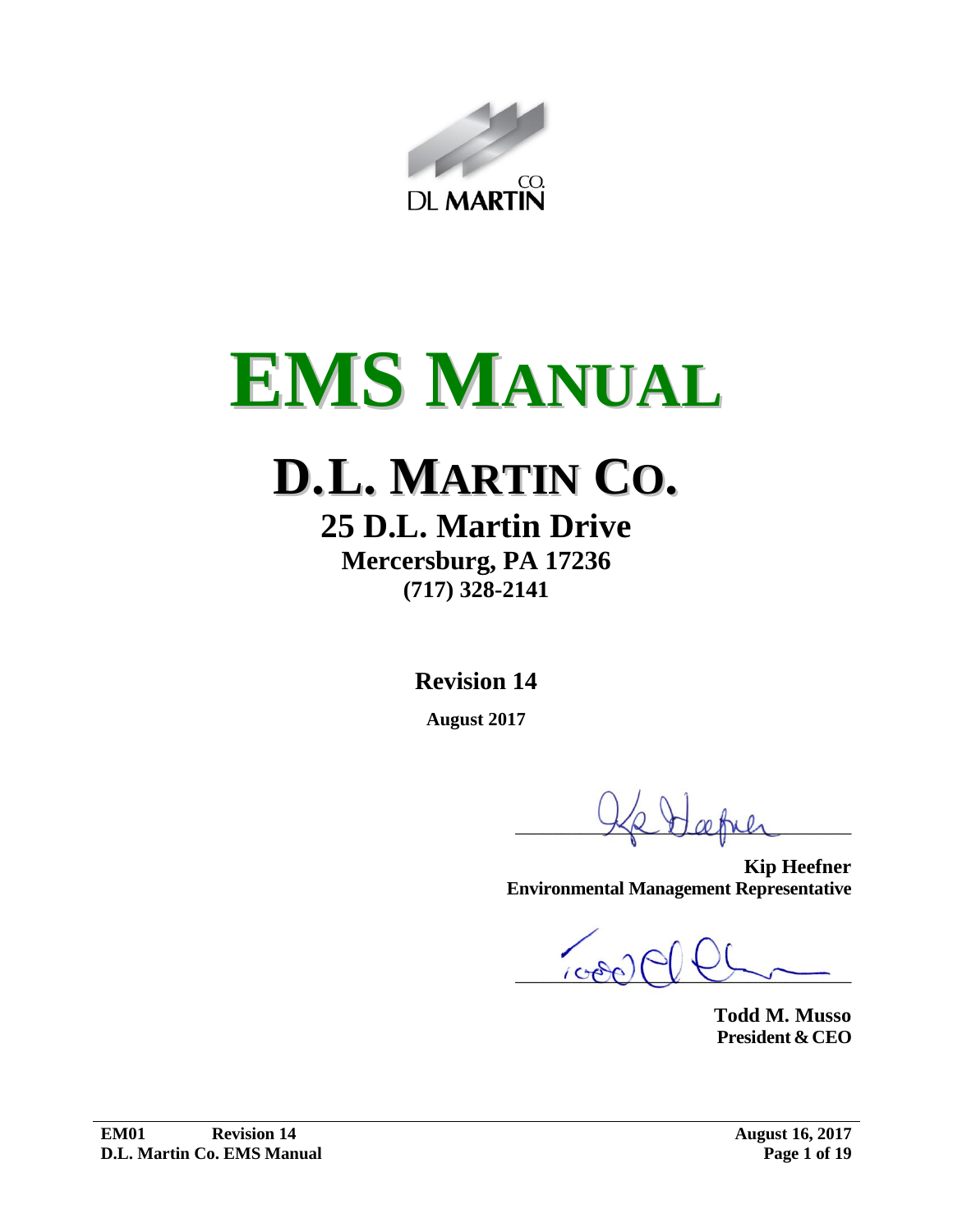DL MARTIN CO.

# EMS MANUAL

# D.L. MARTIN CO.

## 25 D.L. Martin Drive

### Mercersburg, PA 17236

**(717) 328-2141**

**Revision 14**

**August 2017**

**Kip Heefner**
**Environmental Management Representative**

**Todd M. Musso**
**President & CEO**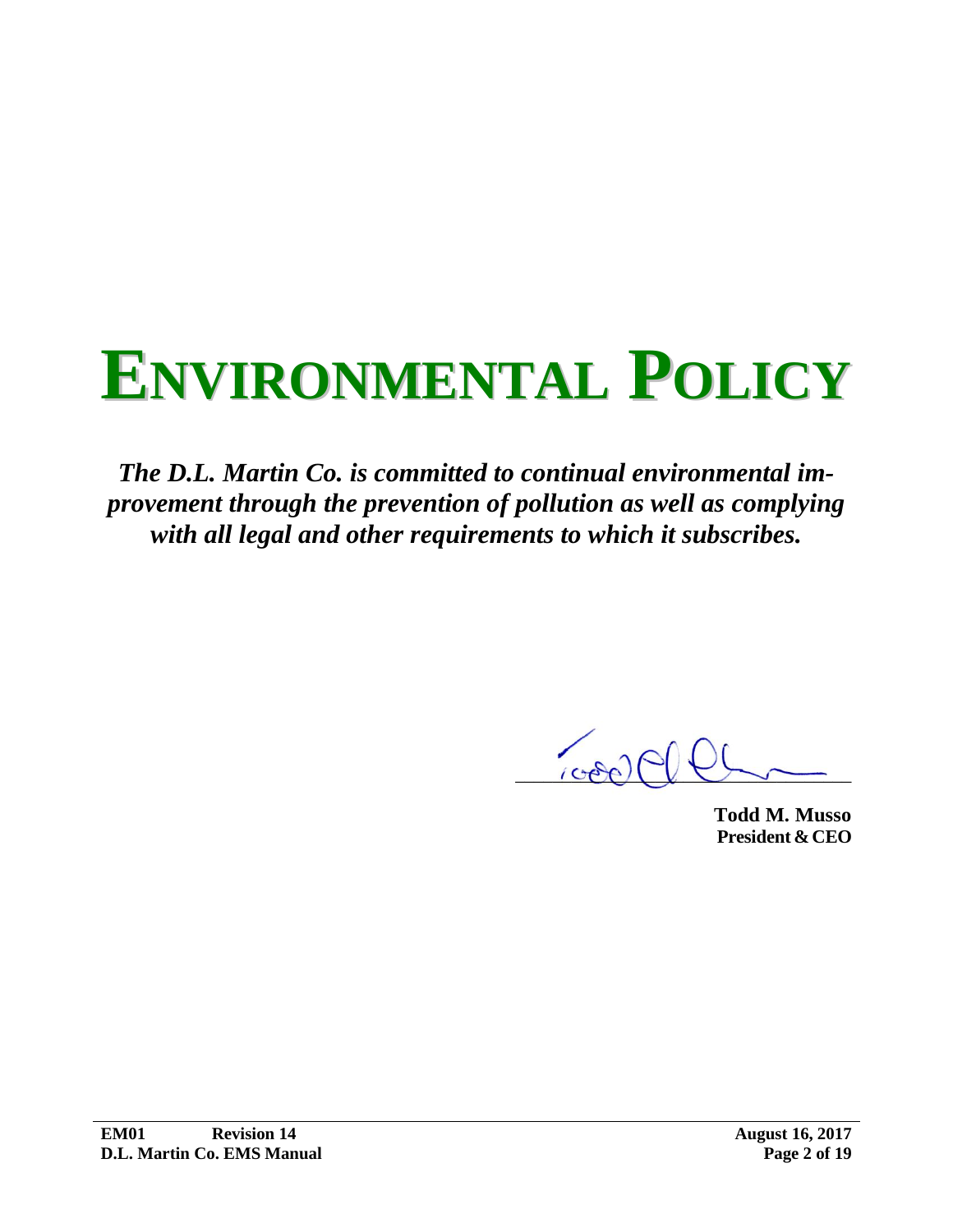# ENVIRONMENTAL POLICY

***The D.L. Martin Co. is committed to continual environmental improvement through the prevention of pollution as well as complying with all legal and other requirements to which it subscribes.***

**Todd M. Musso**
**President & CEO**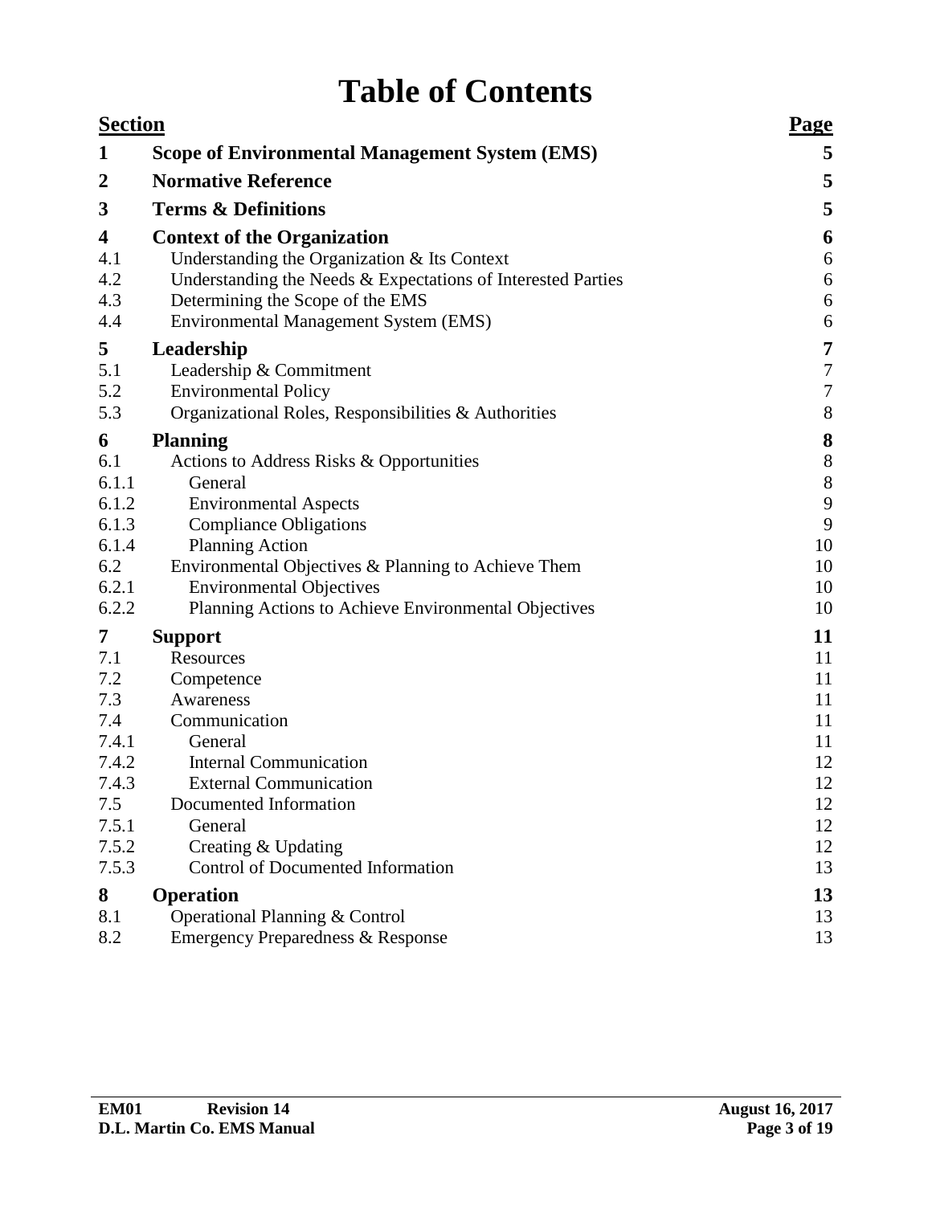# Table of Contents

| Section | | Page |
|---|---|---|
| **1** | **Scope of Environmental Management System (EMS)** | **5** |
| **2** | **Normative Reference** | **5** |
| **3** | **Terms & Definitions** | **5** |
| **4** | **Context of the Organization** | **6** |
| 4.1 | Understanding the Organization & Its Context | 6 |
| 4.2 | Understanding the Needs & Expectations of Interested Parties | 6 |
| 4.3 | Determining the Scope of the EMS | 6 |
| 4.4 | Environmental Management System (EMS) | 6 |
| **5** | **Leadership** | **7** |
| 5.1 | Leadership & Commitment | 7 |
| 5.2 | Environmental Policy | 7 |
| 5.3 | Organizational Roles, Responsibilities & Authorities | 8 |
| **6** | **Planning** | **8** |
| 6.1 | Actions to Address Risks & Opportunities | 8 |
| 6.1.1 | General | 8 |
| 6.1.2 | Environmental Aspects | 9 |
| 6.1.3 | Compliance Obligations | 9 |
| 6.1.4 | Planning Action | 10 |
| 6.2 | Environmental Objectives & Planning to Achieve Them | 10 |
| 6.2.1 | Environmental Objectives | 10 |
| 6.2.2 | Planning Actions to Achieve Environmental Objectives | 10 |
| **7** | **Support** | **11** |
| 7.1 | Resources | 11 |
| 7.2 | Competence | 11 |
| 7.3 | Awareness | 11 |
| 7.4 | Communication | 11 |
| 7.4.1 | General | 11 |
| 7.4.2 | Internal Communication | 12 |
| 7.4.3 | External Communication | 12 |
| 7.5 | Documented Information | 12 |
| 7.5.1 | General | 12 |
| 7.5.2 | Creating & Updating | 12 |
| 7.5.3 | Control of Documented Information | 13 |
| **8** | **Operation** | **13** |
| 8.1 | Operational Planning & Control | 13 |
| 8.2 | Emergency Preparedness & Response | 13 |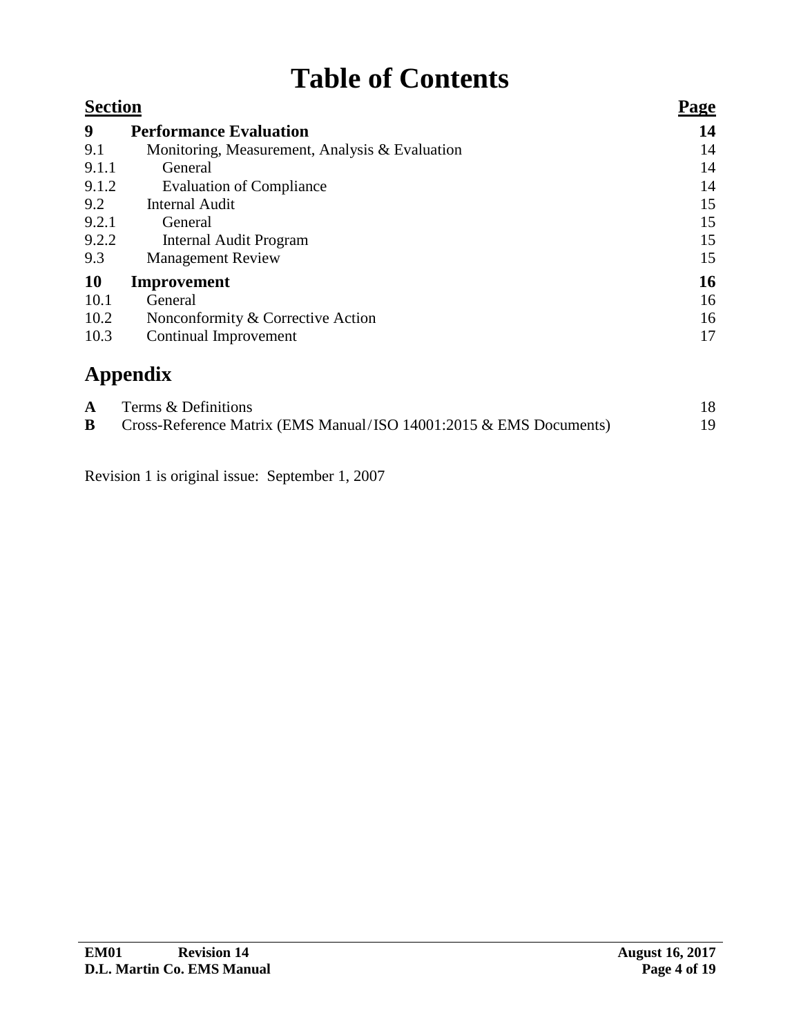# Table of Contents

| Section | | Page |
|---|---|---|
| **9** | **Performance Evaluation** | **14** |
| 9.1 | Monitoring, Measurement, Analysis & Evaluation | 14 |
| 9.1.1 | General | 14 |
| 9.1.2 | Evaluation of Compliance | 14 |
| 9.2 | Internal Audit | 15 |
| 9.2.1 | General | 15 |
| 9.2.2 | Internal Audit Program | 15 |
| 9.3 | Management Review | 15 |
| **10** | **Improvement** | **16** |
| 10.1 | General | 16 |
| 10.2 | Nonconformity & Corrective Action | 16 |
| 10.3 | Continual Improvement | 17 |

## Appendix

| | | |
|---|---|---|
| **A** | Terms & Definitions | 18 |
| **B** | Cross-Reference Matrix (EMS Manual/ISO 14001:2015 & EMS Documents) | 19 |

Revision 1 is original issue: September 1, 2007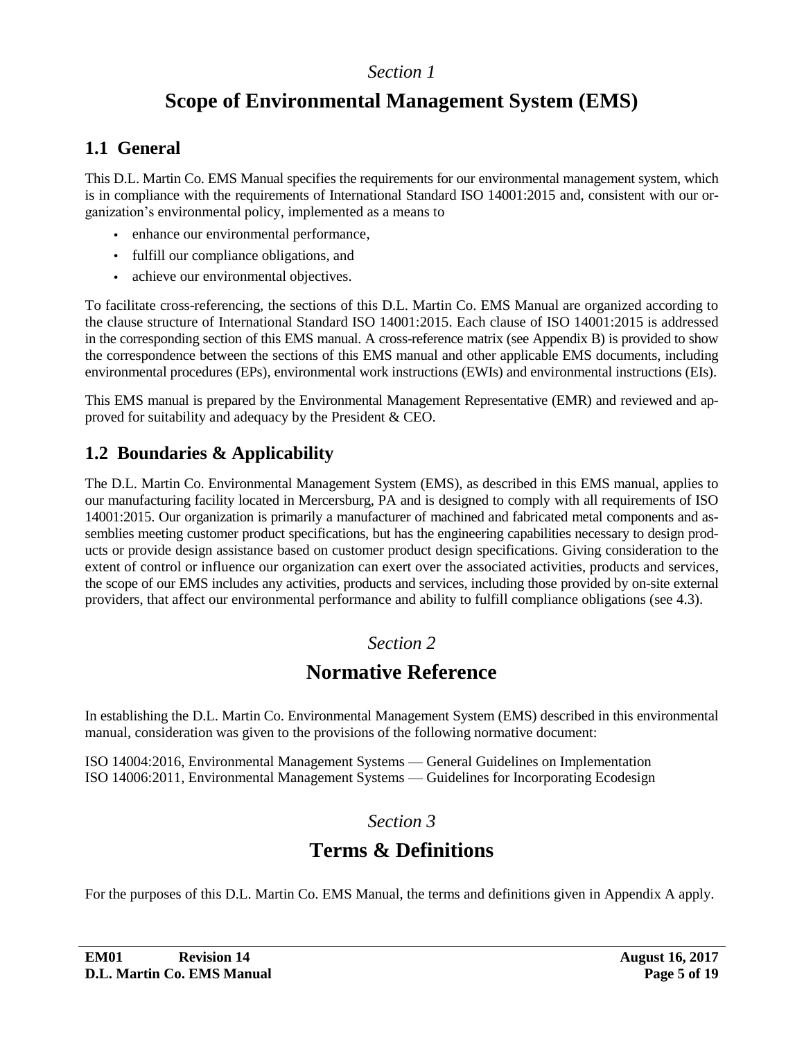*Section 1*

# Scope of Environmental Management System (EMS)

## 1.1 General

This D.L. Martin Co. EMS Manual specifies the requirements for our environmental management system, which is in compliance with the requirements of International Standard ISO 14001:2015 and, consistent with our organization's environmental policy, implemented as a means to

- enhance our environmental performance,
- fulfill our compliance obligations, and
- achieve our environmental objectives.

To facilitate cross-referencing, the sections of this D.L. Martin Co. EMS Manual are organized according to the clause structure of International Standard ISO 14001:2015. Each clause of ISO 14001:2015 is addressed in the corresponding section of this EMS manual. A cross-reference matrix (see Appendix B) is provided to show the correspondence between the sections of this EMS manual and other applicable EMS documents, including environmental procedures (EPs), environmental work instructions (EWIs) and environmental instructions (EIs).

This EMS manual is prepared by the Environmental Management Representative (EMR) and reviewed and approved for suitability and adequacy by the President & CEO.

## 1.2 Boundaries & Applicability

The D.L. Martin Co. Environmental Management System (EMS), as described in this EMS manual, applies to our manufacturing facility located in Mercersburg, PA and is designed to comply with all requirements of ISO 14001:2015. Our organization is primarily a manufacturer of machined and fabricated metal components and assemblies meeting customer product specifications, but has the engineering capabilities necessary to design products or provide design assistance based on customer product design specifications. Giving consideration to the extent of control or influence our organization can exert over the associated activities, products and services, the scope of our EMS includes any activities, products and services, including those provided by on-site external providers, that affect our environmental performance and ability to fulfill compliance obligations (see 4.3).

*Section 2*

# Normative Reference

In establishing the D.L. Martin Co. Environmental Management System (EMS) described in this environmental manual, consideration was given to the provisions of the following normative document:

ISO 14004:2016, Environmental Management Systems — General Guidelines on Implementation
ISO 14006:2011, Environmental Management Systems — Guidelines for Incorporating Ecodesign

*Section 3*

# Terms & Definitions

For the purposes of this D.L. Martin Co. EMS Manual, the terms and definitions given in Appendix A apply.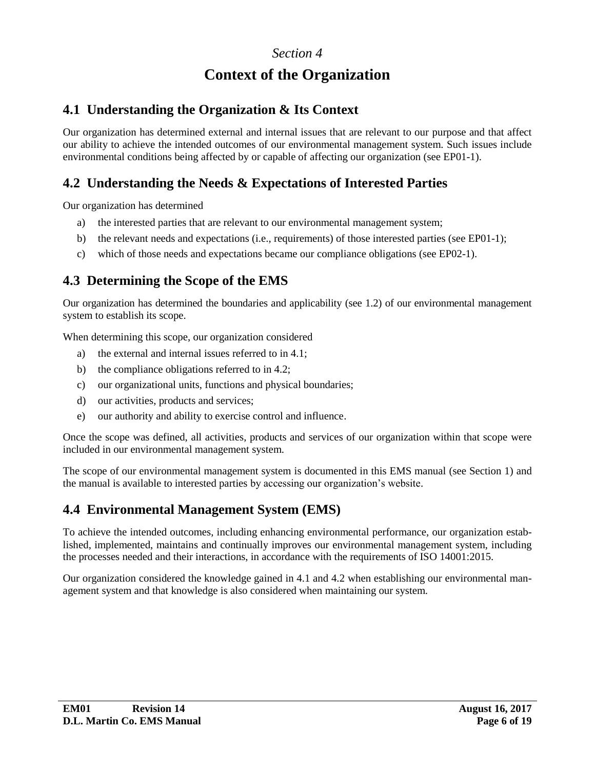*Section 4*

# Context of the Organization

## 4.1 Understanding the Organization & Its Context

Our organization has determined external and internal issues that are relevant to our purpose and that affect our ability to achieve the intended outcomes of our environmental management system. Such issues include environmental conditions being affected by or capable of affecting our organization (see EP01-1).

## 4.2 Understanding the Needs & Expectations of Interested Parties

Our organization has determined

a) the interested parties that are relevant to our environmental management system;

b) the relevant needs and expectations (i.e., requirements) of those interested parties (see EP01-1);

c) which of those needs and expectations became our compliance obligations (see EP02-1).

## 4.3 Determining the Scope of the EMS

Our organization has determined the boundaries and applicability (see 1.2) of our environmental management system to establish its scope.

When determining this scope, our organization considered

a) the external and internal issues referred to in 4.1;

b) the compliance obligations referred to in 4.2;

c) our organizational units, functions and physical boundaries;

d) our activities, products and services;

e) our authority and ability to exercise control and influence.

Once the scope was defined, all activities, products and services of our organization within that scope were included in our environmental management system.

The scope of our environmental management system is documented in this EMS manual (see Section 1) and the manual is available to interested parties by accessing our organization's website.

## 4.4 Environmental Management System (EMS)

To achieve the intended outcomes, including enhancing environmental performance, our organization established, implemented, maintains and continually improves our environmental management system, including the processes needed and their interactions, in accordance with the requirements of ISO 14001:2015.

Our organization considered the knowledge gained in 4.1 and 4.2 when establishing our environmental management system and that knowledge is also considered when maintaining our system.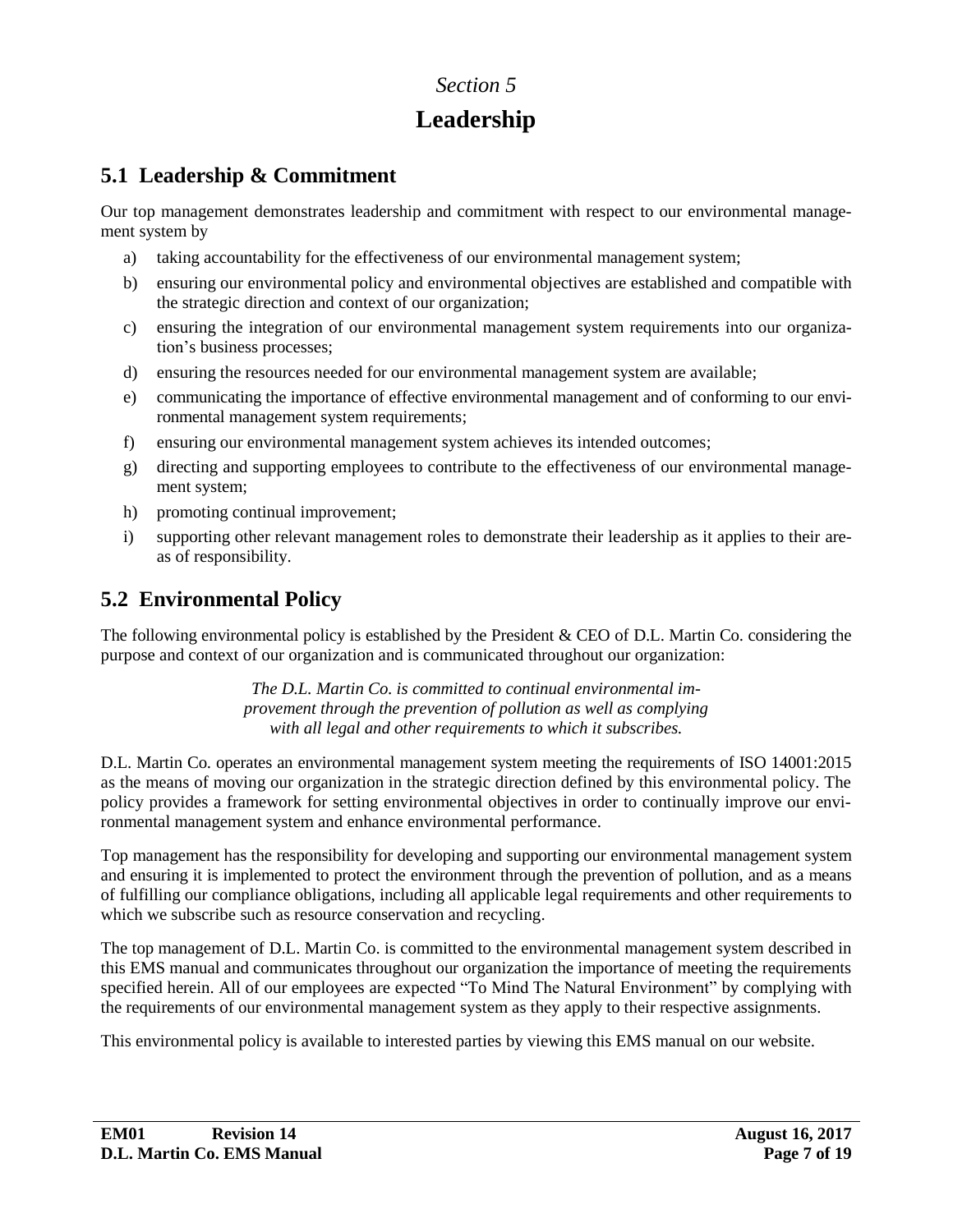*Section 5*

# Leadership

## 5.1 Leadership & Commitment

Our top management demonstrates leadership and commitment with respect to our environmental management system by

a) taking accountability for the effectiveness of our environmental management system;

b) ensuring our environmental policy and environmental objectives are established and compatible with the strategic direction and context of our organization;

c) ensuring the integration of our environmental management system requirements into our organization's business processes;

d) ensuring the resources needed for our environmental management system are available;

e) communicating the importance of effective environmental management and of conforming to our environmental management system requirements;

f) ensuring our environmental management system achieves its intended outcomes;

g) directing and supporting employees to contribute to the effectiveness of our environmental management system;

h) promoting continual improvement;

i) supporting other relevant management roles to demonstrate their leadership as it applies to their areas of responsibility.

## 5.2 Environmental Policy

The following environmental policy is established by the President & CEO of D.L. Martin Co. considering the purpose and context of our organization and is communicated throughout our organization:

*The D.L. Martin Co. is committed to continual environmental improvement through the prevention of pollution as well as complying with all legal and other requirements to which it subscribes.*

D.L. Martin Co. operates an environmental management system meeting the requirements of ISO 14001:2015 as the means of moving our organization in the strategic direction defined by this environmental policy. The policy provides a framework for setting environmental objectives in order to continually improve our environmental management system and enhance environmental performance.

Top management has the responsibility for developing and supporting our environmental management system and ensuring it is implemented to protect the environment through the prevention of pollution, and as a means of fulfilling our compliance obligations, including all applicable legal requirements and other requirements to which we subscribe such as resource conservation and recycling.

The top management of D.L. Martin Co. is committed to the environmental management system described in this EMS manual and communicates throughout our organization the importance of meeting the requirements specified herein. All of our employees are expected "To Mind The Natural Environment" by complying with the requirements of our environmental management system as they apply to their respective assignments.

This environmental policy is available to interested parties by viewing this EMS manual on our website.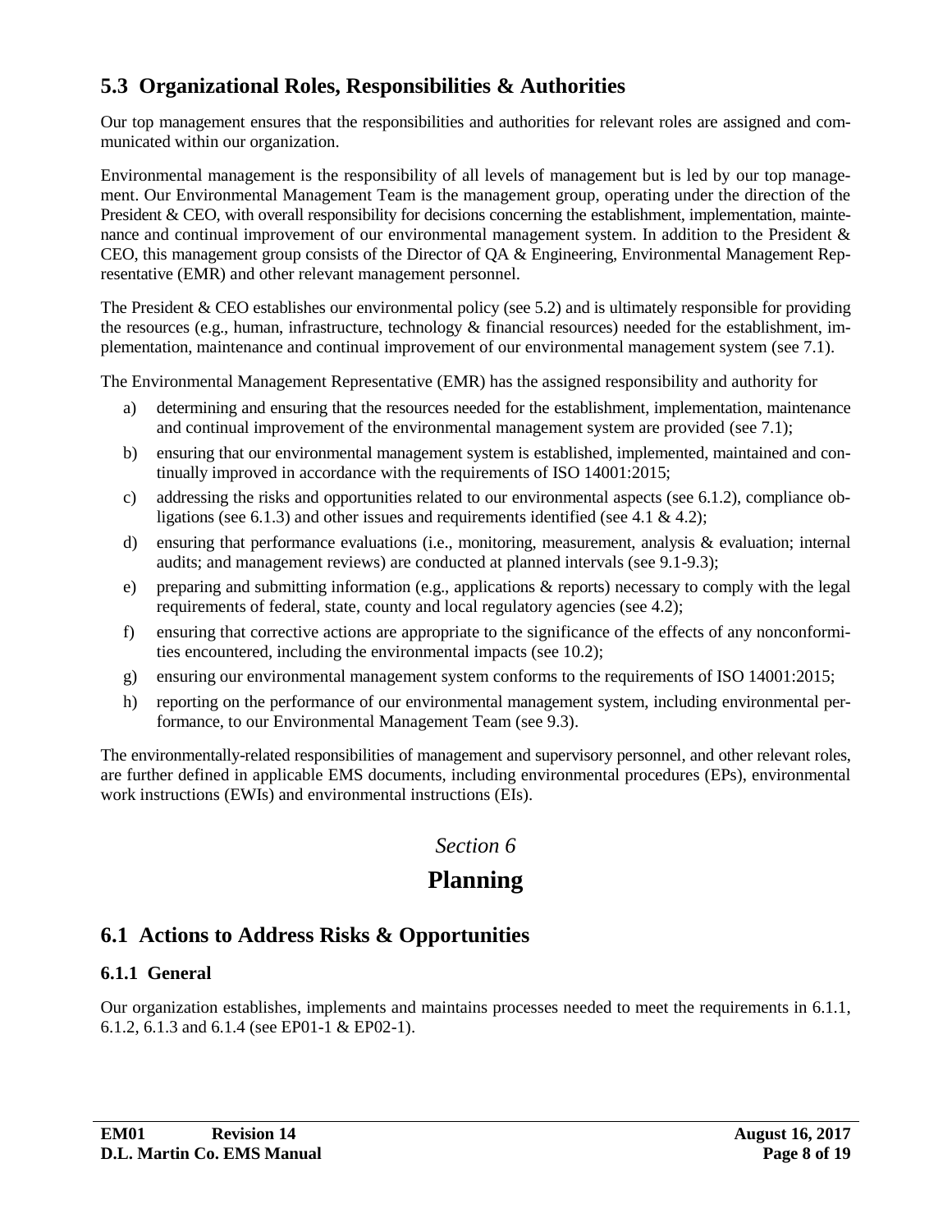## 5.3 Organizational Roles, Responsibilities & Authorities

Our top management ensures that the responsibilities and authorities for relevant roles are assigned and communicated within our organization.

Environmental management is the responsibility of all levels of management but is led by our top management. Our Environmental Management Team is the management group, operating under the direction of the President & CEO, with overall responsibility for decisions concerning the establishment, implementation, maintenance and continual improvement of our environmental management system. In addition to the President & CEO, this management group consists of the Director of QA & Engineering, Environmental Management Representative (EMR) and other relevant management personnel.

The President & CEO establishes our environmental policy (see 5.2) and is ultimately responsible for providing the resources (e.g., human, infrastructure, technology & financial resources) needed for the establishment, implementation, maintenance and continual improvement of our environmental management system (see 7.1).

The Environmental Management Representative (EMR) has the assigned responsibility and authority for

a) determining and ensuring that the resources needed for the establishment, implementation, maintenance and continual improvement of the environmental management system are provided (see 7.1);
b) ensuring that our environmental management system is established, implemented, maintained and continually improved in accordance with the requirements of ISO 14001:2015;
c) addressing the risks and opportunities related to our environmental aspects (see 6.1.2), compliance obligations (see 6.1.3) and other issues and requirements identified (see 4.1 & 4.2);
d) ensuring that performance evaluations (i.e., monitoring, measurement, analysis & evaluation; internal audits; and management reviews) are conducted at planned intervals (see 9.1-9.3);
e) preparing and submitting information (e.g., applications & reports) necessary to comply with the legal requirements of federal, state, county and local regulatory agencies (see 4.2);
f) ensuring that corrective actions are appropriate to the significance of the effects of any nonconformities encountered, including the environmental impacts (see 10.2);
g) ensuring our environmental management system conforms to the requirements of ISO 14001:2015;
h) reporting on the performance of our environmental management system, including environmental performance, to our Environmental Management Team (see 9.3).

The environmentally-related responsibilities of management and supervisory personnel, and other relevant roles, are further defined in applicable EMS documents, including environmental procedures (EPs), environmental work instructions (EWIs) and environmental instructions (EIs).

*Section 6*

# Planning

## 6.1 Actions to Address Risks & Opportunities

### 6.1.1 General

Our organization establishes, implements and maintains processes needed to meet the requirements in 6.1.1, 6.1.2, 6.1.3 and 6.1.4 (see EP01-1 & EP02-1).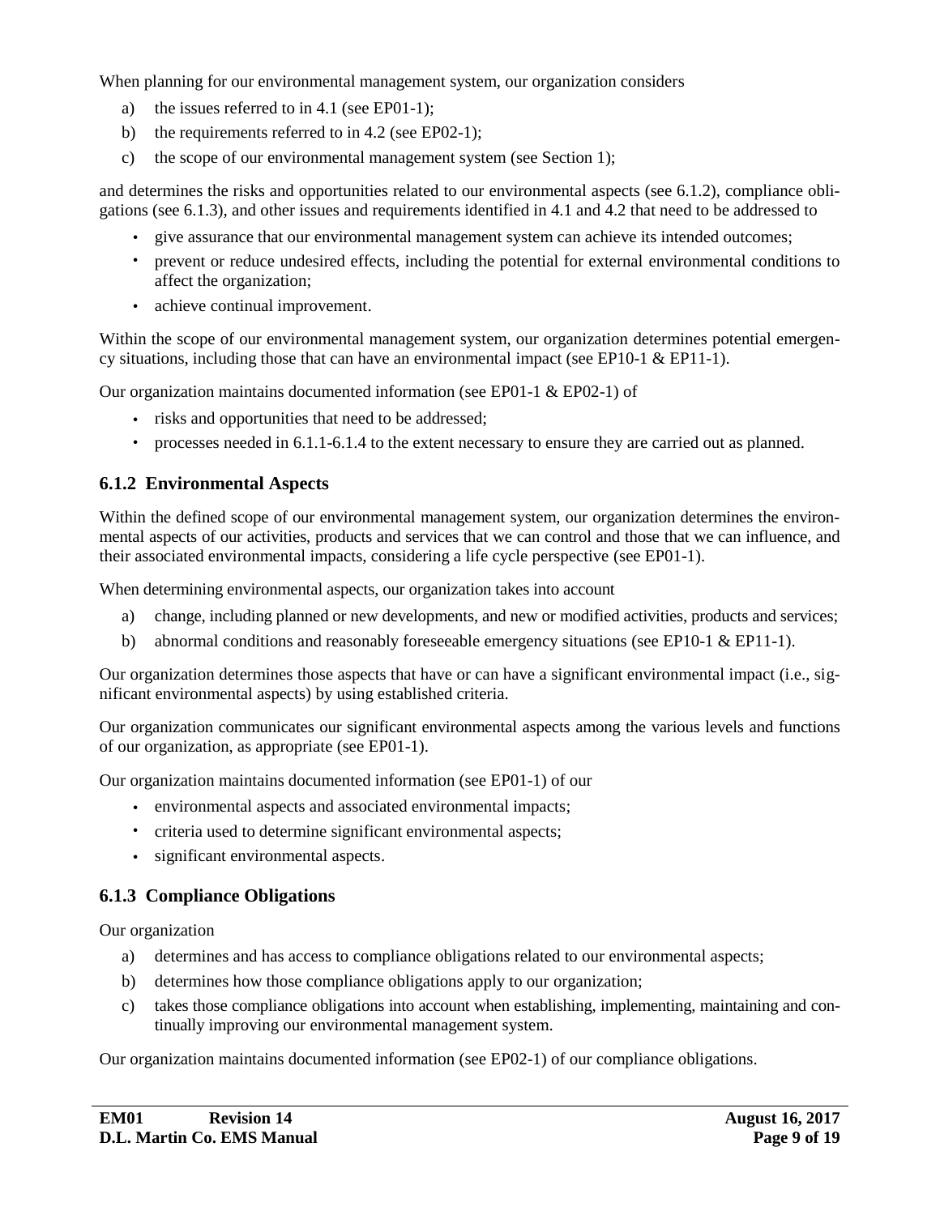When planning for our environmental management system, our organization considers

a) the issues referred to in 4.1 (see EP01-1);
b) the requirements referred to in 4.2 (see EP02-1);
c) the scope of our environmental management system (see Section 1);

and determines the risks and opportunities related to our environmental aspects (see 6.1.2), compliance obligations (see 6.1.3), and other issues and requirements identified in 4.1 and 4.2 that need to be addressed to

- give assurance that our environmental management system can achieve its intended outcomes;
- prevent or reduce undesired effects, including the potential for external environmental conditions to affect the organization;
- achieve continual improvement.

Within the scope of our environmental management system, our organization determines potential emergency situations, including those that can have an environmental impact (see EP10-1 & EP11-1).

Our organization maintains documented information (see EP01-1 & EP02-1) of

- risks and opportunities that need to be addressed;
- processes needed in 6.1.1-6.1.4 to the extent necessary to ensure they are carried out as planned.

### 6.1.2 Environmental Aspects

Within the defined scope of our environmental management system, our organization determines the environmental aspects of our activities, products and services that we can control and those that we can influence, and their associated environmental impacts, considering a life cycle perspective (see EP01-1).

When determining environmental aspects, our organization takes into account

a) change, including planned or new developments, and new or modified activities, products and services;
b) abnormal conditions and reasonably foreseeable emergency situations (see EP10-1 & EP11-1).

Our organization determines those aspects that have or can have a significant environmental impact (i.e., significant environmental aspects) by using established criteria.

Our organization communicates our significant environmental aspects among the various levels and functions of our organization, as appropriate (see EP01-1).

Our organization maintains documented information (see EP01-1) of our

- environmental aspects and associated environmental impacts;
- criteria used to determine significant environmental aspects;
- significant environmental aspects.

### 6.1.3 Compliance Obligations

Our organization

a) determines and has access to compliance obligations related to our environmental aspects;
b) determines how those compliance obligations apply to our organization;
c) takes those compliance obligations into account when establishing, implementing, maintaining and continually improving our environmental management system.

Our organization maintains documented information (see EP02-1) of our compliance obligations.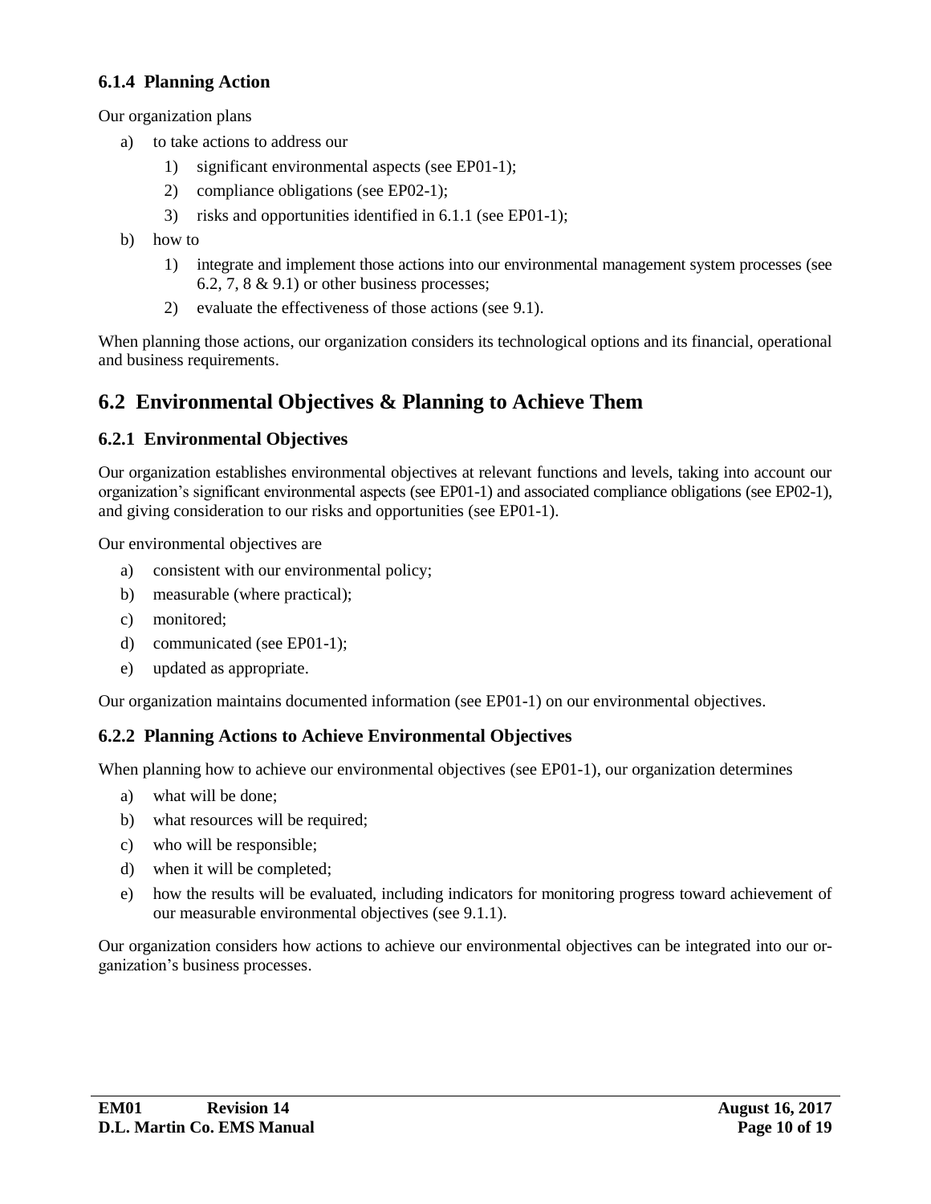### 6.1.4 Planning Action

Our organization plans

a) to take actions to address our
   1) significant environmental aspects (see EP01-1);
   2) compliance obligations (see EP02-1);
   3) risks and opportunities identified in 6.1.1 (see EP01-1);
b) how to
   1) integrate and implement those actions into our environmental management system processes (see 6.2, 7, 8 & 9.1) or other business processes;
   2) evaluate the effectiveness of those actions (see 9.1).

When planning those actions, our organization considers its technological options and its financial, operational and business requirements.

## 6.2 Environmental Objectives & Planning to Achieve Them

### 6.2.1 Environmental Objectives

Our organization establishes environmental objectives at relevant functions and levels, taking into account our organization's significant environmental aspects (see EP01-1) and associated compliance obligations (see EP02-1), and giving consideration to our risks and opportunities (see EP01-1).

Our environmental objectives are

a) consistent with our environmental policy;
b) measurable (where practical);
c) monitored;
d) communicated (see EP01-1);
e) updated as appropriate.

Our organization maintains documented information (see EP01-1) on our environmental objectives.

### 6.2.2 Planning Actions to Achieve Environmental Objectives

When planning how to achieve our environmental objectives (see EP01-1), our organization determines

a) what will be done;
b) what resources will be required;
c) who will be responsible;
d) when it will be completed;
e) how the results will be evaluated, including indicators for monitoring progress toward achievement of our measurable environmental objectives (see 9.1.1).

Our organization considers how actions to achieve our environmental objectives can be integrated into our organization's business processes.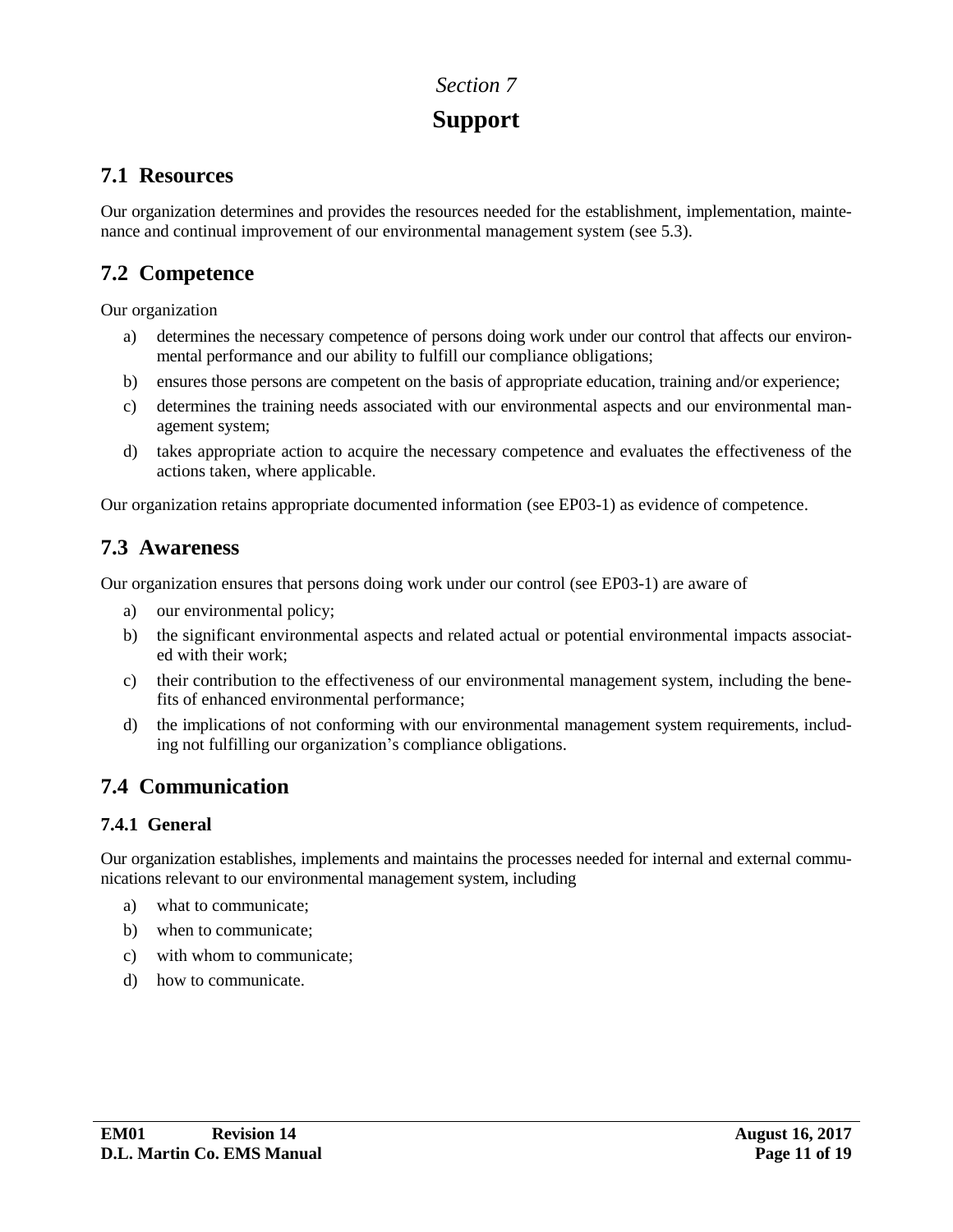*Section 7*

# Support

## 7.1 Resources

Our organization determines and provides the resources needed for the establishment, implementation, maintenance and continual improvement of our environmental management system (see 5.3).

## 7.2 Competence

Our organization

a) determines the necessary competence of persons doing work under our control that affects our environmental performance and our ability to fulfill our compliance obligations;

b) ensures those persons are competent on the basis of appropriate education, training and/or experience;

c) determines the training needs associated with our environmental aspects and our environmental management system;

d) takes appropriate action to acquire the necessary competence and evaluates the effectiveness of the actions taken, where applicable.

Our organization retains appropriate documented information (see EP03-1) as evidence of competence.

## 7.3 Awareness

Our organization ensures that persons doing work under our control (see EP03-1) are aware of

a) our environmental policy;

b) the significant environmental aspects and related actual or potential environmental impacts associated with their work;

c) their contribution to the effectiveness of our environmental management system, including the benefits of enhanced environmental performance;

d) the implications of not conforming with our environmental management system requirements, including not fulfilling our organization's compliance obligations.

## 7.4 Communication

### 7.4.1 General

Our organization establishes, implements and maintains the processes needed for internal and external communications relevant to our environmental management system, including

a) what to communicate;

b) when to communicate;

c) with whom to communicate;

d) how to communicate.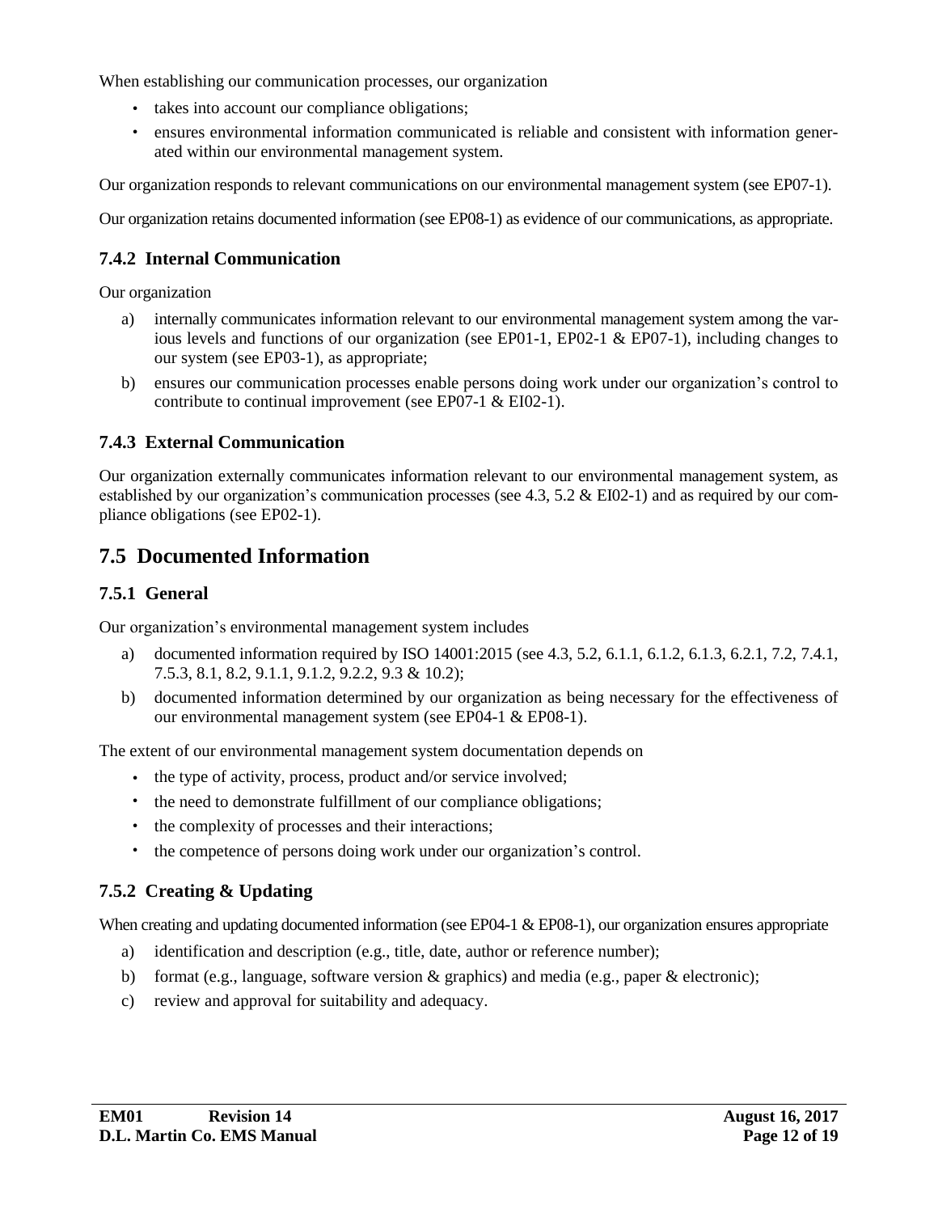When establishing our communication processes, our organization

- takes into account our compliance obligations;
- ensures environmental information communicated is reliable and consistent with information generated within our environmental management system.

Our organization responds to relevant communications on our environmental management system (see EP07-1).

Our organization retains documented information (see EP08-1) as evidence of our communications, as appropriate.

### 7.4.2 Internal Communication

Our organization

a) internally communicates information relevant to our environmental management system among the various levels and functions of our organization (see EP01-1, EP02-1 & EP07-1), including changes to our system (see EP03-1), as appropriate;

b) ensures our communication processes enable persons doing work under our organization's control to contribute to continual improvement (see EP07-1 & EI02-1).

### 7.4.3 External Communication

Our organization externally communicates information relevant to our environmental management system, as established by our organization's communication processes (see 4.3, 5.2 & EI02-1) and as required by our compliance obligations (see EP02-1).

## 7.5 Documented Information

### 7.5.1 General

Our organization's environmental management system includes

a) documented information required by ISO 14001:2015 (see 4.3, 5.2, 6.1.1, 6.1.2, 6.1.3, 6.2.1, 7.2, 7.4.1, 7.5.3, 8.1, 8.2, 9.1.1, 9.1.2, 9.2.2, 9.3 & 10.2);

b) documented information determined by our organization as being necessary for the effectiveness of our environmental management system (see EP04-1 & EP08-1).

The extent of our environmental management system documentation depends on

- the type of activity, process, product and/or service involved;
- the need to demonstrate fulfillment of our compliance obligations;
- the complexity of processes and their interactions;
- the competence of persons doing work under our organization's control.

### 7.5.2 Creating & Updating

When creating and updating documented information (see EP04-1 & EP08-1), our organization ensures appropriate

a) identification and description (e.g., title, date, author or reference number);

b) format (e.g., language, software version & graphics) and media (e.g., paper & electronic);

c) review and approval for suitability and adequacy.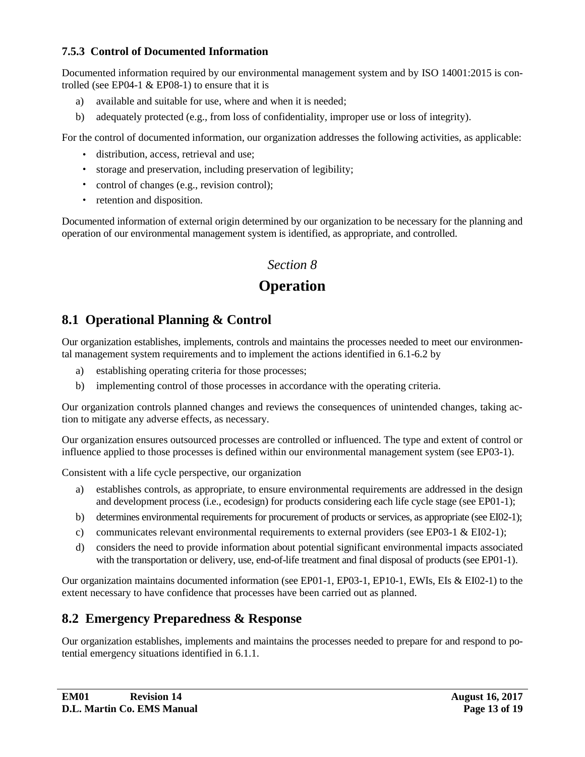### 7.5.3 Control of Documented Information

Documented information required by our environmental management system and by ISO 14001:2015 is controlled (see EP04-1 & EP08-1) to ensure that it is

a) available and suitable for use, where and when it is needed;
b) adequately protected (e.g., from loss of confidentiality, improper use or loss of integrity).

For the control of documented information, our organization addresses the following activities, as applicable:

- distribution, access, retrieval and use;
- storage and preservation, including preservation of legibility;
- control of changes (e.g., revision control);
- retention and disposition.

Documented information of external origin determined by our organization to be necessary for the planning and operation of our environmental management system is identified, as appropriate, and controlled.

*Section 8*

# Operation

## 8.1 Operational Planning & Control

Our organization establishes, implements, controls and maintains the processes needed to meet our environmental management system requirements and to implement the actions identified in 6.1-6.2 by

a) establishing operating criteria for those processes;
b) implementing control of those processes in accordance with the operating criteria.

Our organization controls planned changes and reviews the consequences of unintended changes, taking action to mitigate any adverse effects, as necessary.

Our organization ensures outsourced processes are controlled or influenced. The type and extent of control or influence applied to those processes is defined within our environmental management system (see EP03-1).

Consistent with a life cycle perspective, our organization

a) establishes controls, as appropriate, to ensure environmental requirements are addressed in the design and development process (i.e., ecodesign) for products considering each life cycle stage (see EP01-1);
b) determines environmental requirements for procurement of products or services, as appropriate (see EI02-1);
c) communicates relevant environmental requirements to external providers (see EP03-1 & EI02-1);
d) considers the need to provide information about potential significant environmental impacts associated with the transportation or delivery, use, end-of-life treatment and final disposal of products (see EP01-1).

Our organization maintains documented information (see EP01-1, EP03-1, EP10-1, EWIs, EIs & EI02-1) to the extent necessary to have confidence that processes have been carried out as planned.

## 8.2 Emergency Preparedness & Response

Our organization establishes, implements and maintains the processes needed to prepare for and respond to potential emergency situations identified in 6.1.1.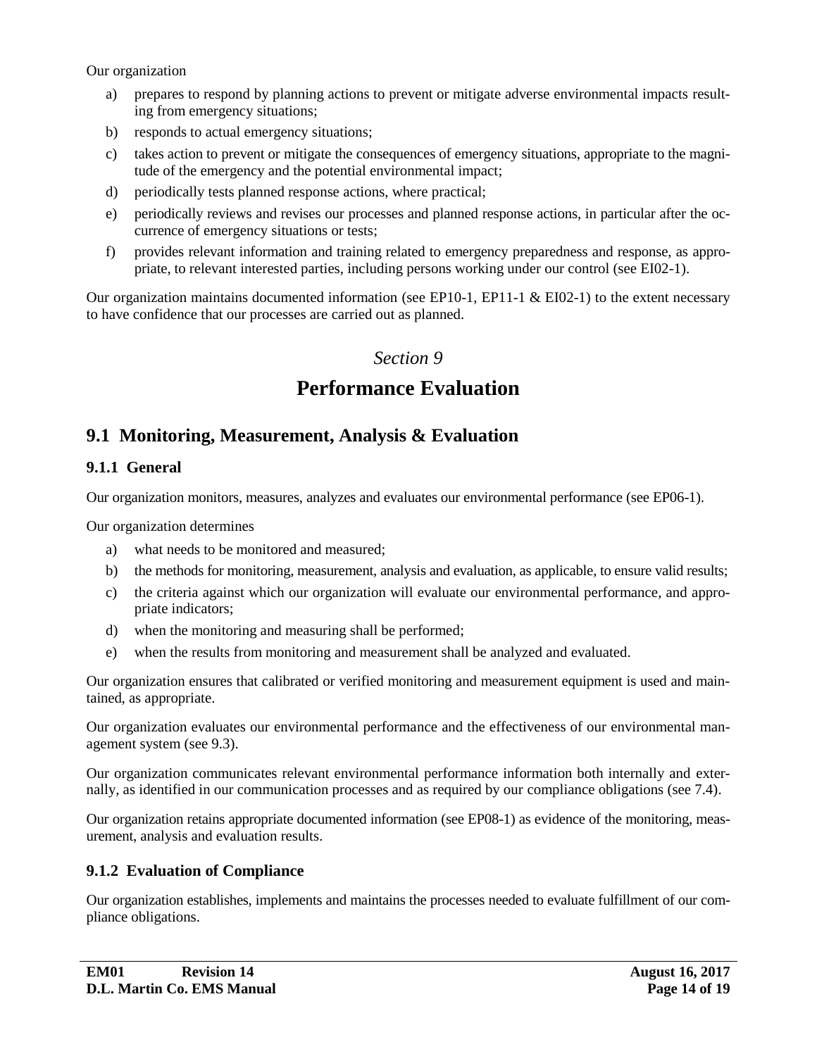Our organization

a) prepares to respond by planning actions to prevent or mitigate adverse environmental impacts resulting from emergency situations;
b) responds to actual emergency situations;
c) takes action to prevent or mitigate the consequences of emergency situations, appropriate to the magnitude of the emergency and the potential environmental impact;
d) periodically tests planned response actions, where practical;
e) periodically reviews and revises our processes and planned response actions, in particular after the occurrence of emergency situations or tests;
f) provides relevant information and training related to emergency preparedness and response, as appropriate, to relevant interested parties, including persons working under our control (see EI02-1).

Our organization maintains documented information (see EP10-1, EP11-1 & EI02-1) to the extent necessary to have confidence that our processes are carried out as planned.

*Section 9*

# Performance Evaluation

## 9.1 Monitoring, Measurement, Analysis & Evaluation

### 9.1.1 General

Our organization monitors, measures, analyzes and evaluates our environmental performance (see EP06-1).

Our organization determines

a) what needs to be monitored and measured;
b) the methods for monitoring, measurement, analysis and evaluation, as applicable, to ensure valid results;
c) the criteria against which our organization will evaluate our environmental performance, and appropriate indicators;
d) when the monitoring and measuring shall be performed;
e) when the results from monitoring and measurement shall be analyzed and evaluated.

Our organization ensures that calibrated or verified monitoring and measurement equipment is used and maintained, as appropriate.

Our organization evaluates our environmental performance and the effectiveness of our environmental management system (see 9.3).

Our organization communicates relevant environmental performance information both internally and externally, as identified in our communication processes and as required by our compliance obligations (see 7.4).

Our organization retains appropriate documented information (see EP08-1) as evidence of the monitoring, measurement, analysis and evaluation results.

### 9.1.2 Evaluation of Compliance

Our organization establishes, implements and maintains the processes needed to evaluate fulfillment of our compliance obligations.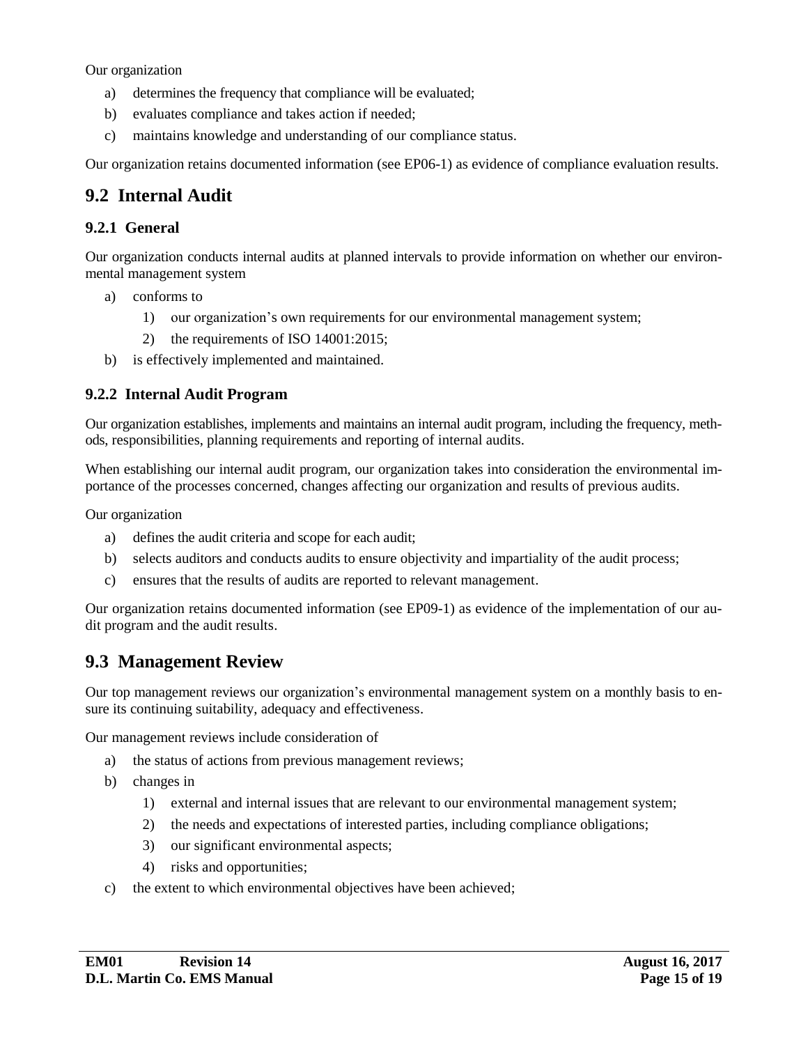Our organization

a) determines the frequency that compliance will be evaluated;
b) evaluates compliance and takes action if needed;
c) maintains knowledge and understanding of our compliance status.

Our organization retains documented information (see EP06-1) as evidence of compliance evaluation results.

## 9.2 Internal Audit

### 9.2.1 General

Our organization conducts internal audits at planned intervals to provide information on whether our environmental management system

a) conforms to
    1) our organization's own requirements for our environmental management system;
    2) the requirements of ISO 14001:2015;
b) is effectively implemented and maintained.

### 9.2.2 Internal Audit Program

Our organization establishes, implements and maintains an internal audit program, including the frequency, methods, responsibilities, planning requirements and reporting of internal audits.

When establishing our internal audit program, our organization takes into consideration the environmental importance of the processes concerned, changes affecting our organization and results of previous audits.

Our organization

a) defines the audit criteria and scope for each audit;
b) selects auditors and conducts audits to ensure objectivity and impartiality of the audit process;
c) ensures that the results of audits are reported to relevant management.

Our organization retains documented information (see EP09-1) as evidence of the implementation of our audit program and the audit results.

## 9.3 Management Review

Our top management reviews our organization's environmental management system on a monthly basis to ensure its continuing suitability, adequacy and effectiveness.

Our management reviews include consideration of

a) the status of actions from previous management reviews;
b) changes in
    1) external and internal issues that are relevant to our environmental management system;
    2) the needs and expectations of interested parties, including compliance obligations;
    3) our significant environmental aspects;
    4) risks and opportunities;
c) the extent to which environmental objectives have been achieved;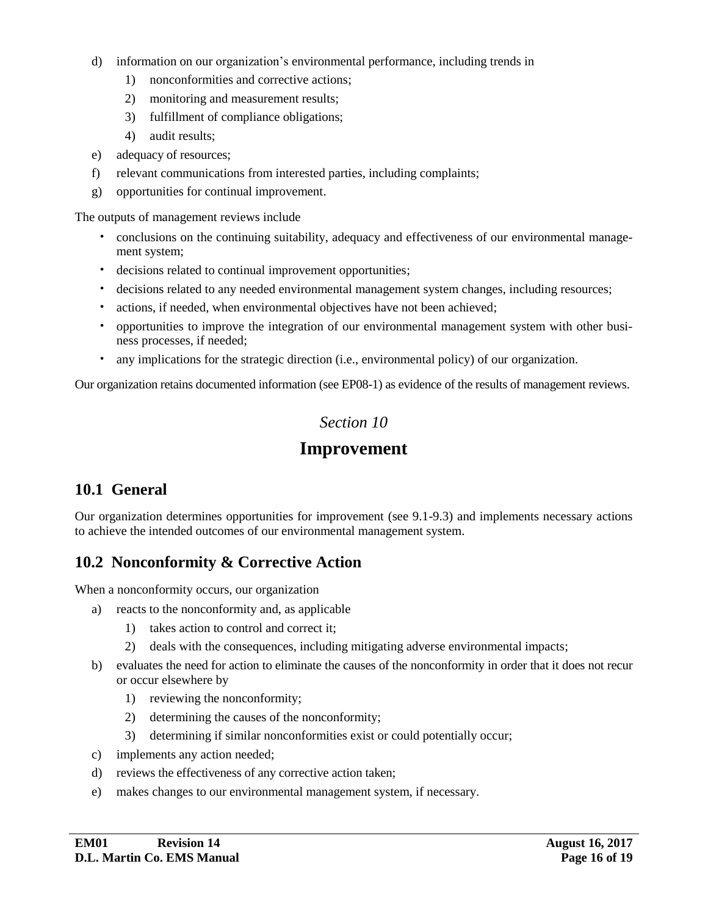d) information on our organization's environmental performance, including trends in
   1) nonconformities and corrective actions;
   2) monitoring and measurement results;
   3) fulfillment of compliance obligations;
   4) audit results;
e) adequacy of resources;
f) relevant communications from interested parties, including complaints;
g) opportunities for continual improvement.

The outputs of management reviews include

- conclusions on the continuing suitability, adequacy and effectiveness of our environmental management system;
- decisions related to continual improvement opportunities;
- decisions related to any needed environmental management system changes, including resources;
- actions, if needed, when environmental objectives have not been achieved;
- opportunities to improve the integration of our environmental management system with other business processes, if needed;
- any implications for the strategic direction (i.e., environmental policy) of our organization.

Our organization retains documented information (see EP08-1) as evidence of the results of management reviews.

*Section 10*

# Improvement

## 10.1 General

Our organization determines opportunities for improvement (see 9.1-9.3) and implements necessary actions to achieve the intended outcomes of our environmental management system.

## 10.2 Nonconformity & Corrective Action

When a nonconformity occurs, our organization

a) reacts to the nonconformity and, as applicable
   1) takes action to control and correct it;
   2) deals with the consequences, including mitigating adverse environmental impacts;
b) evaluates the need for action to eliminate the causes of the nonconformity in order that it does not recur or occur elsewhere by
   1) reviewing the nonconformity;
   2) determining the causes of the nonconformity;
   3) determining if similar nonconformities exist or could potentially occur;
c) implements any action needed;
d) reviews the effectiveness of any corrective action taken;
e) makes changes to our environmental management system, if necessary.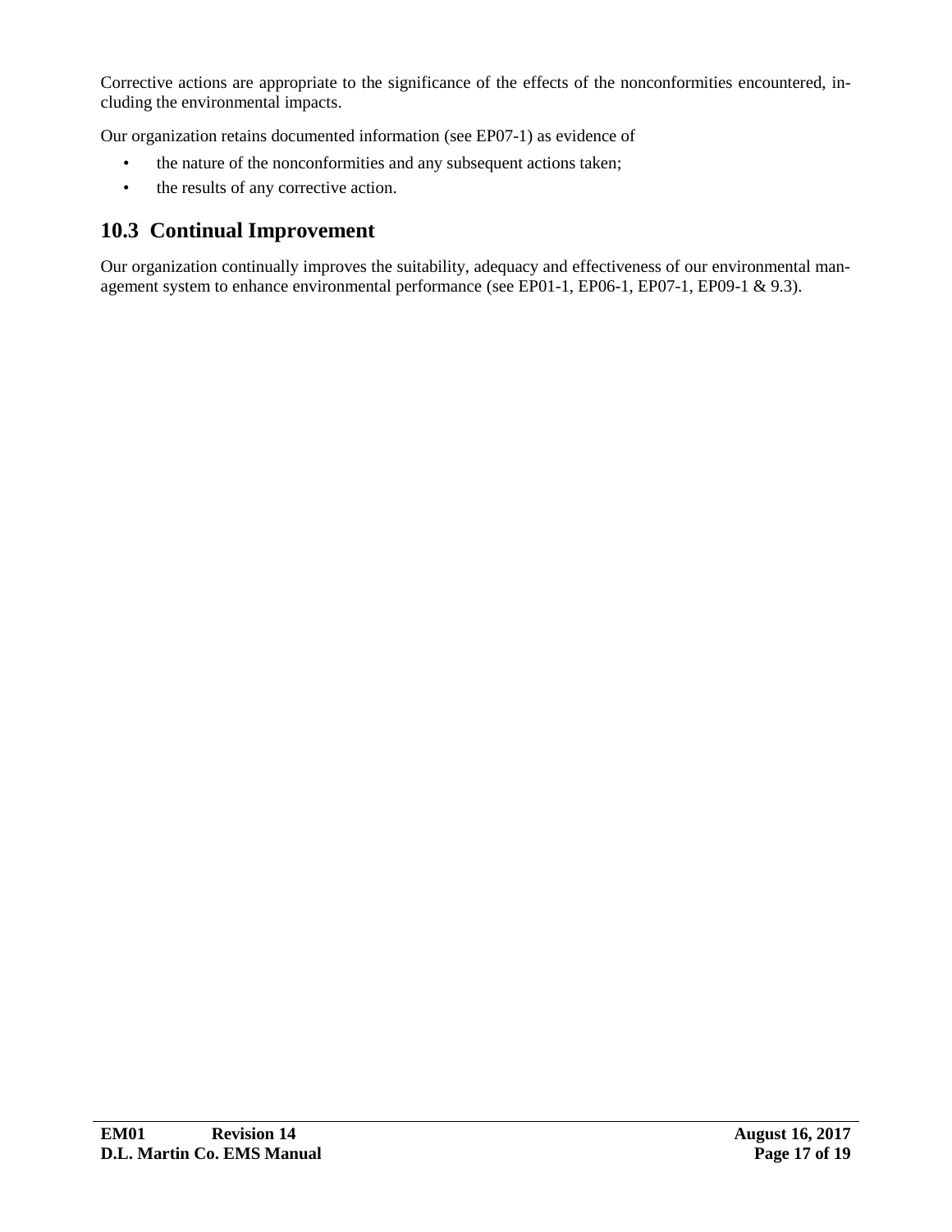Corrective actions are appropriate to the significance of the effects of the nonconformities encountered, including the environmental impacts.

Our organization retains documented information (see EP07-1) as evidence of

- the nature of the nonconformities and any subsequent actions taken;
- the results of any corrective action.

## 10.3 Continual Improvement

Our organization continually improves the suitability, adequacy and effectiveness of our environmental management system to enhance environmental performance (see EP01-1, EP06-1, EP07-1, EP09-1 & 9.3).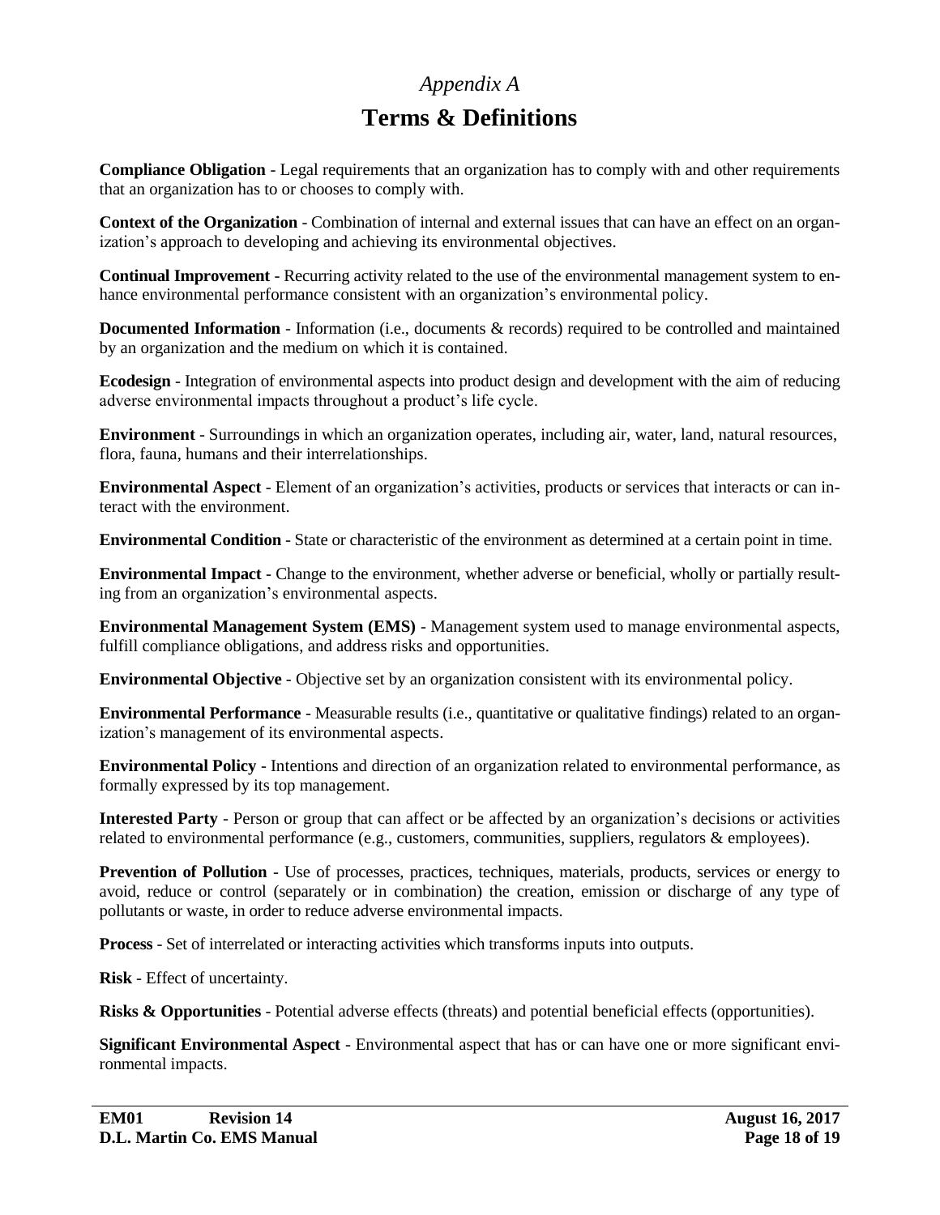*Appendix A*

# Terms & Definitions

**Compliance Obligation** - Legal requirements that an organization has to comply with and other requirements that an organization has to or chooses to comply with.

**Context of the Organization** - Combination of internal and external issues that can have an effect on an organization's approach to developing and achieving its environmental objectives.

**Continual Improvement** - Recurring activity related to the use of the environmental management system to enhance environmental performance consistent with an organization's environmental policy.

**Documented Information** - Information (i.e., documents & records) required to be controlled and maintained by an organization and the medium on which it is contained.

**Ecodesign** - Integration of environmental aspects into product design and development with the aim of reducing adverse environmental impacts throughout a product's life cycle.

**Environment** - Surroundings in which an organization operates, including air, water, land, natural resources, flora, fauna, humans and their interrelationships.

**Environmental Aspect** - Element of an organization's activities, products or services that interacts or can interact with the environment.

**Environmental Condition** - State or characteristic of the environment as determined at a certain point in time.

**Environmental Impact** - Change to the environment, whether adverse or beneficial, wholly or partially resulting from an organization's environmental aspects.

**Environmental Management System (EMS)** - Management system used to manage environmental aspects, fulfill compliance obligations, and address risks and opportunities.

**Environmental Objective** - Objective set by an organization consistent with its environmental policy.

**Environmental Performance** - Measurable results (i.e., quantitative or qualitative findings) related to an organization's management of its environmental aspects.

**Environmental Policy** - Intentions and direction of an organization related to environmental performance, as formally expressed by its top management.

**Interested Party** - Person or group that can affect or be affected by an organization's decisions or activities related to environmental performance (e.g., customers, communities, suppliers, regulators & employees).

**Prevention of Pollution** - Use of processes, practices, techniques, materials, products, services or energy to avoid, reduce or control (separately or in combination) the creation, emission or discharge of any type of pollutants or waste, in order to reduce adverse environmental impacts.

**Process** - Set of interrelated or interacting activities which transforms inputs into outputs.

**Risk** - Effect of uncertainty.

**Risks & Opportunities** - Potential adverse effects (threats) and potential beneficial effects (opportunities).

**Significant Environmental Aspect** - Environmental aspect that has or can have one or more significant environmental impacts.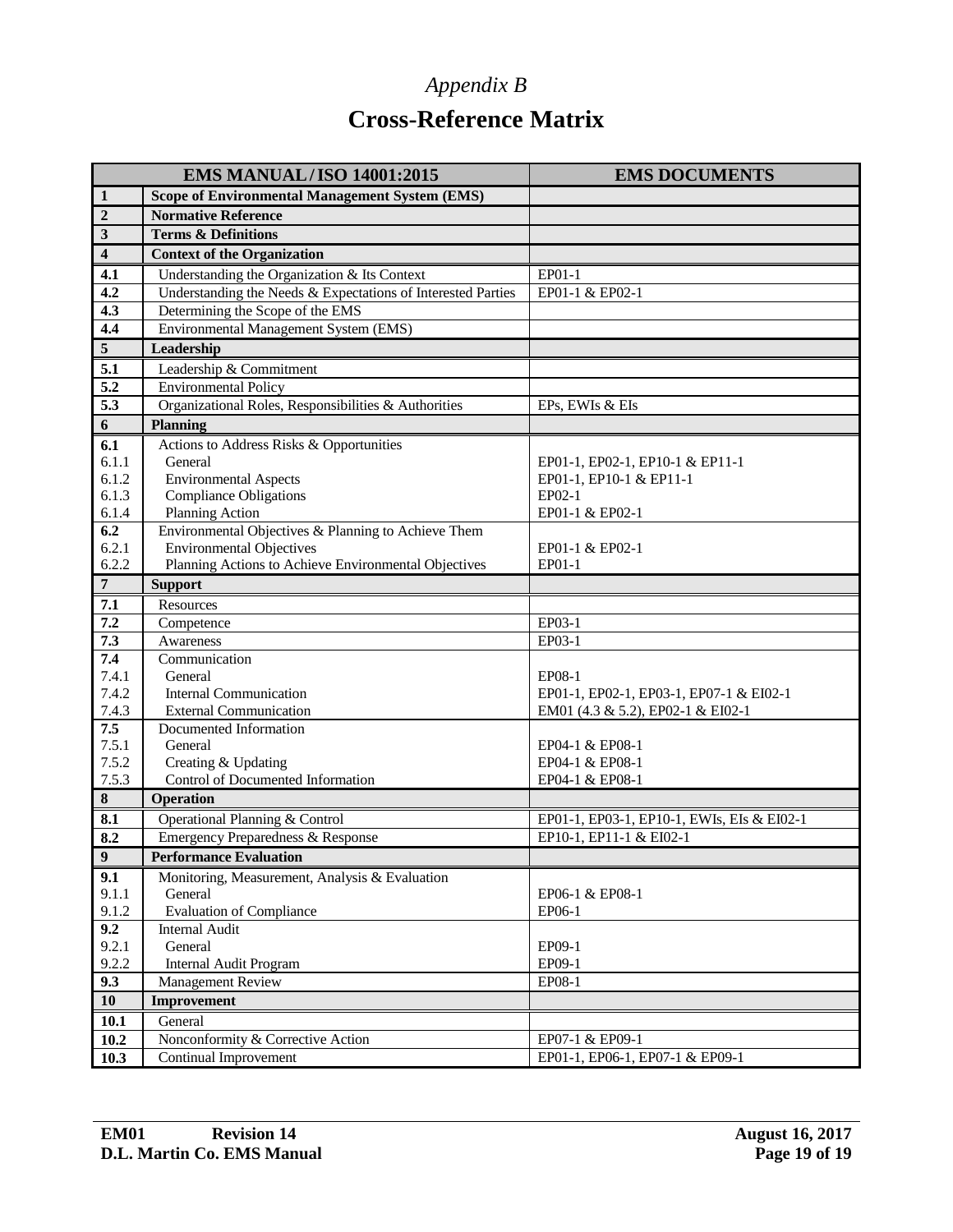*Appendix B*

# Cross-Reference Matrix

| EMS MANUAL / ISO 14001:2015 | | EMS DOCUMENTS |
|---|---|---|
| **1** | **Scope of Environmental Management System (EMS)** | |
| **2** | **Normative Reference** | |
| **3** | **Terms & Definitions** | |
| **4** | **Context of the Organization** | |
| **4.1** | Understanding the Organization & Its Context | EP01-1 |
| **4.2** | Understanding the Needs & Expectations of Interested Parties | EP01-1 & EP02-1 |
| **4.3** | Determining the Scope of the EMS | |
| **4.4** | Environmental Management System (EMS) | |
| **5** | **Leadership** | |
| **5.1** | Leadership & Commitment | |
| **5.2** | Environmental Policy | |
| **5.3** | Organizational Roles, Responsibilities & Authorities | EPs, EWIs & EIs |
| **6** | **Planning** | |
| **6.1** | Actions to Address Risks & Opportunities | |
| 6.1.1 | General | EP01-1, EP02-1, EP10-1 & EP11-1 |
| 6.1.2 | Environmental Aspects | EP01-1, EP10-1 & EP11-1 |
| 6.1.3 | Compliance Obligations | EP02-1 |
| 6.1.4 | Planning Action | EP01-1 & EP02-1 |
| **6.2** | Environmental Objectives & Planning to Achieve Them | |
| 6.2.1 | Environmental Objectives | EP01-1 & EP02-1 |
| 6.2.2 | Planning Actions to Achieve Environmental Objectives | EP01-1 |
| **7** | **Support** | |
| **7.1** | Resources | |
| **7.2** | Competence | EP03-1 |
| **7.3** | Awareness | EP03-1 |
| **7.4** | Communication | |
| 7.4.1 | General | EP08-1 |
| 7.4.2 | Internal Communication | EP01-1, EP02-1, EP03-1, EP07-1 & EI02-1 |
| 7.4.3 | External Communication | EM01 (4.3 & 5.2), EP02-1 & EI02-1 |
| **7.5** | Documented Information | |
| 7.5.1 | General | EP04-1 & EP08-1 |
| 7.5.2 | Creating & Updating | EP04-1 & EP08-1 |
| 7.5.3 | Control of Documented Information | EP04-1 & EP08-1 |
| **8** | **Operation** | |
| **8.1** | Operational Planning & Control | EP01-1, EP03-1, EP10-1, EWIs, EIs & EI02-1 |
| **8.2** | Emergency Preparedness & Response | EP10-1, EP11-1 & EI02-1 |
| **9** | **Performance Evaluation** | |
| **9.1** | Monitoring, Measurement, Analysis & Evaluation | |
| 9.1.1 | General | EP06-1 & EP08-1 |
| 9.1.2 | Evaluation of Compliance | EP06-1 |
| **9.2** | Internal Audit | |
| 9.2.1 | General | EP09-1 |
| 9.2.2 | Internal Audit Program | EP09-1 |
| **9.3** | Management Review | EP08-1 |
| **10** | **Improvement** | |
| **10.1** | General | |
| **10.2** | Nonconformity & Corrective Action | EP07-1 & EP09-1 |
| **10.3** | Continual Improvement | EP01-1, EP06-1, EP07-1 & EP09-1 |